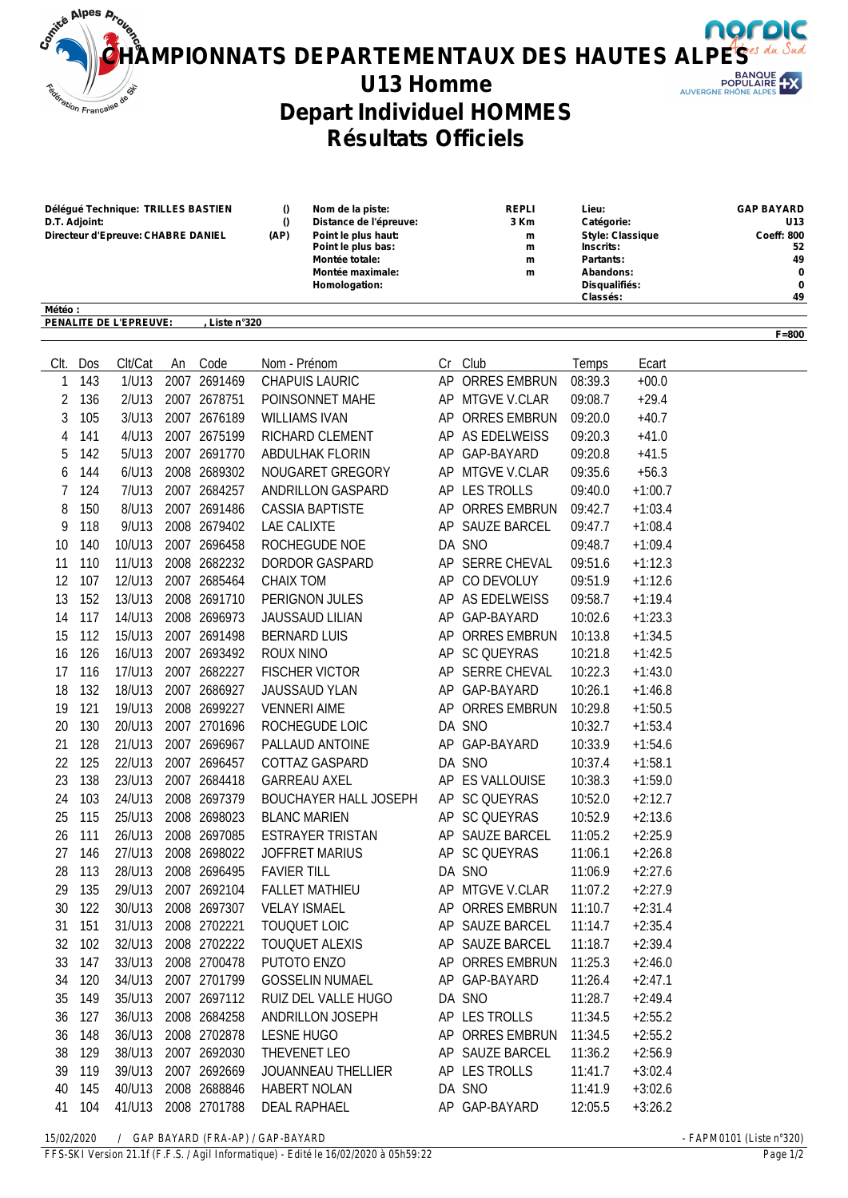# CHAMPIONNATS DEPARTEMENTAUX DES HAUTES ALPES

## U13 Homme

## Depart Individuel HOMMES

## Résultats Officiels

| | | | | | |
|---|---|---|---|---|---|
| Délégué Technique: TRILLES BASTIEN | () | Nom de la piste: | REPLI | Lieu: | GAP BAYARD |
| D.T. Adjoint: | () | Distance de l'épreuve: | 3 Km | Catégorie: | U13 |
| Directeur d'Epreuve: CHABRE DANIEL | (AP) | Point le plus haut: | m | Style: Classique | Coeff: 800 |
| | | Point le plus bas: | m | Inscrits: | 52 |
| | | Montée totale: | m | Partants: | 49 |
| | | Montée maximale: | m | Abandons: | 0 |
| | | Homologation: | | Disqualifiés: | 0 |
| | | | | Classés: | 49 |

Météo :

PENALITE DE L'EPREUVE: , Liste n°320

F=800

| Clt. | Dos | Clt/Cat | An | Code | Nom - Prénom | Cr | Club | Temps | Ecart |
|---|---|---|---|---|---|---|---|---|---|
| 1 | 143 | 1/U13 | 2007 | 2691469 | CHAPUIS LAURIC | AP | ORRES EMBRUN | 08:39.3 | +00.0 |
| 2 | 136 | 2/U13 | 2007 | 2678751 | POINSONNET MAHE | AP | MTGVE V.CLAR | 09:08.7 | +29.4 |
| 3 | 105 | 3/U13 | 2007 | 2676189 | WILLIAMS IVAN | AP | ORRES EMBRUN | 09:20.0 | +40.7 |
| 4 | 141 | 4/U13 | 2007 | 2675199 | RICHARD CLEMENT | AP | AS EDELWEISS | 09:20.3 | +41.0 |
| 5 | 142 | 5/U13 | 2007 | 2691770 | ABDULHAK FLORIN | AP | GAP-BAYARD | 09:20.8 | +41.5 |
| 6 | 144 | 6/U13 | 2008 | 2689302 | NOUGARET GREGORY | AP | MTGVE V.CLAR | 09:35.6 | +56.3 |
| 7 | 124 | 7/U13 | 2007 | 2684257 | ANDRILLON GASPARD | AP | LES TROLLS | 09:40.0 | +1:00.7 |
| 8 | 150 | 8/U13 | 2007 | 2691486 | CASSIA BAPTISTE | AP | ORRES EMBRUN | 09:42.7 | +1:03.4 |
| 9 | 118 | 9/U13 | 2008 | 2679402 | LAE CALIXTE | AP | SAUZE BARCEL | 09:47.7 | +1:08.4 |
| 10 | 140 | 10/U13 | 2007 | 2696458 | ROCHEGUDE NOE | DA | SNO | 09:48.7 | +1:09.4 |
| 11 | 110 | 11/U13 | 2008 | 2682232 | DORDOR GASPARD | AP | SERRE CHEVAL | 09:51.6 | +1:12.3 |
| 12 | 107 | 12/U13 | 2007 | 2685464 | CHAIX TOM | AP | CO DEVOLUY | 09:51.9 | +1:12.6 |
| 13 | 152 | 13/U13 | 2008 | 2691710 | PERIGNON JULES | AP | AS EDELWEISS | 09:58.7 | +1:19.4 |
| 14 | 117 | 14/U13 | 2008 | 2696973 | JAUSSAUD LILIAN | AP | GAP-BAYARD | 10:02.6 | +1:23.3 |
| 15 | 112 | 15/U13 | 2007 | 2691498 | BERNARD LUIS | AP | ORRES EMBRUN | 10:13.8 | +1:34.5 |
| 16 | 126 | 16/U13 | 2007 | 2693492 | ROUX NINO | AP | SC QUEYRAS | 10:21.8 | +1:42.5 |
| 17 | 116 | 17/U13 | 2007 | 2682227 | FISCHER VICTOR | AP | SERRE CHEVAL | 10:22.3 | +1:43.0 |
| 18 | 132 | 18/U13 | 2007 | 2686927 | JAUSSAUD YLAN | AP | GAP-BAYARD | 10:26.1 | +1:46.8 |
| 19 | 121 | 19/U13 | 2008 | 2699227 | VENNERI AIME | AP | ORRES EMBRUN | 10:29.8 | +1:50.5 |
| 20 | 130 | 20/U13 | 2007 | 2701696 | ROCHEGUDE LOIC | DA | SNO | 10:32.7 | +1:53.4 |
| 21 | 128 | 21/U13 | 2007 | 2696967 | PALLAUD ANTOINE | AP | GAP-BAYARD | 10:33.9 | +1:54.6 |
| 22 | 125 | 22/U13 | 2007 | 2696457 | COTTAZ GASPARD | DA | SNO | 10:37.4 | +1:58.1 |
| 23 | 138 | 23/U13 | 2007 | 2684418 | GARREAU AXEL | AP | ES VALLOUISE | 10:38.3 | +1:59.0 |
| 24 | 103 | 24/U13 | 2008 | 2697379 | BOUCHAYER HALL JOSEPH | AP | SC QUEYRAS | 10:52.0 | +2:12.7 |
| 25 | 115 | 25/U13 | 2008 | 2698023 | BLANC MARIEN | AP | SC QUEYRAS | 10:52.9 | +2:13.6 |
| 26 | 111 | 26/U13 | 2008 | 2697085 | ESTRAYER TRISTAN | AP | SAUZE BARCEL | 11:05.2 | +2:25.9 |
| 27 | 146 | 27/U13 | 2008 | 2698022 | JOFFRET MARIUS | AP | SC QUEYRAS | 11:06.1 | +2:26.8 |
| 28 | 113 | 28/U13 | 2008 | 2696495 | FAVIER TILL | DA | SNO | 11:06.9 | +2:27.6 |
| 29 | 135 | 29/U13 | 2007 | 2692104 | FALLET MATHIEU | AP | MTGVE V.CLAR | 11:07.2 | +2:27.9 |
| 30 | 122 | 30/U13 | 2008 | 2697307 | VELAY ISMAEL | AP | ORRES EMBRUN | 11:10.7 | +2:31.4 |
| 31 | 151 | 31/U13 | 2008 | 2702221 | TOUQUET LOIC | AP | SAUZE BARCEL | 11:14.7 | +2:35.4 |
| 32 | 102 | 32/U13 | 2008 | 2702222 | TOUQUET ALEXIS | AP | SAUZE BARCEL | 11:18.7 | +2:39.4 |
| 33 | 147 | 33/U13 | 2008 | 2700478 | PUTOTO ENZO | AP | ORRES EMBRUN | 11:25.3 | +2:46.0 |
| 34 | 120 | 34/U13 | 2007 | 2701799 | GOSSELIN NUMAEL | AP | GAP-BAYARD | 11:26.4 | +2:47.1 |
| 35 | 149 | 35/U13 | 2007 | 2697112 | RUIZ DEL VALLE HUGO | DA | SNO | 11:28.7 | +2:49.4 |
| 36 | 127 | 36/U13 | 2008 | 2684258 | ANDRILLON JOSEPH | AP | LES TROLLS | 11:34.5 | +2:55.2 |
| 36 | 148 | 36/U13 | 2008 | 2702878 | LESNE HUGO | AP | ORRES EMBRUN | 11:34.5 | +2:55.2 |
| 38 | 129 | 38/U13 | 2007 | 2692030 | THEVENET LEO | AP | SAUZE BARCEL | 11:36.2 | +2:56.9 |
| 39 | 119 | 39/U13 | 2007 | 2692669 | JOUANNEAU THELLIER | AP | LES TROLLS | 11:41.7 | +3:02.4 |
| 40 | 145 | 40/U13 | 2008 | 2688846 | HABERT NOLAN | DA | SNO | 11:41.9 | +3:02.6 |
| 41 | 104 | 41/U13 | 2008 | 2701788 | DEAL RAPHAEL | AP | GAP-BAYARD | 12:05.5 | +3:26.2 |

15/02/2020 / GAP BAYARD (FRA-AP) / GAP-BAYARD - FAPM0101 (Liste n°320)

FFS-SKI Version 21.1f (F.F.S. / Agil Informatique) - Edité le 16/02/2020 à 05h59:22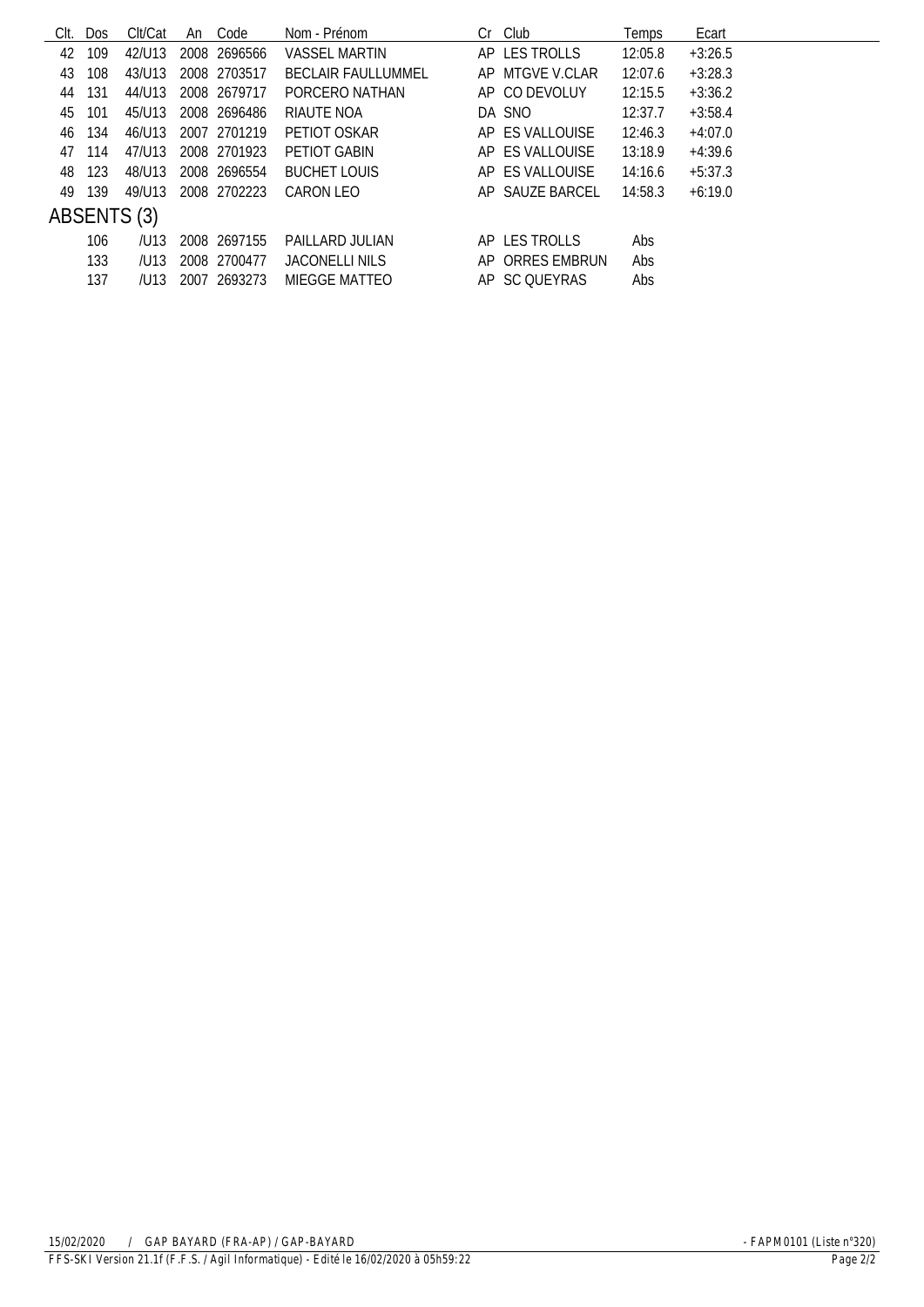| Clt. | Dos | Clt/Cat | An | Code | Nom - Prénom | Cr | Club | Temps | Ecart |
|---|---|---|---|---|---|---|---|---|---|
| 42 | 109 | 42/U13 | 2008 | 2696566 | VASSEL MARTIN | AP | LES TROLLS | 12:05.8 | +3:26.5 |
| 43 | 108 | 43/U13 | 2008 | 2703517 | BECLAIR FAULLUMMEL | AP | MTGVE V.CLAR | 12:07.6 | +3:28.3 |
| 44 | 131 | 44/U13 | 2008 | 2679717 | PORCERO NATHAN | AP | CO DEVOLUY | 12:15.5 | +3:36.2 |
| 45 | 101 | 45/U13 | 2008 | 2696486 | RIAUTE NOA | DA | SNO | 12:37.7 | +3:58.4 |
| 46 | 134 | 46/U13 | 2007 | 2701219 | PETIOT OSKAR | AP | ES VALLOUISE | 12:46.3 | +4:07.0 |
| 47 | 114 | 47/U13 | 2008 | 2701923 | PETIOT GABIN | AP | ES VALLOUISE | 13:18.9 | +4:39.6 |
| 48 | 123 | 48/U13 | 2008 | 2696554 | BUCHET LOUIS | AP | ES VALLOUISE | 14:16.6 | +5:37.3 |
| 49 | 139 | 49/U13 | 2008 | 2702223 | CARON LEO | AP | SAUZE BARCEL | 14:58.3 | +6:19.0 |

## ABSENTS (3)

| Clt. | Dos | Clt/Cat | An | Code | Nom - Prénom | Cr | Club | Temps | Ecart |
|---|---|---|---|---|---|---|---|---|---|
| | 106 | /U13 | 2008 | 2697155 | PAILLARD JULIAN | AP | LES TROLLS | Abs | |
| | 133 | /U13 | 2008 | 2700477 | JACONELLI NILS | AP | ORRES EMBRUN | Abs | |
| | 137 | /U13 | 2007 | 2693273 | MIEGGE MATTEO | AP | SC QUEYRAS | Abs | |

15/02/2020 / GAP BAYARD (FRA-AP) / GAP-BAYARD - FAPM0101 (Liste n°320)

FFS-SKI Version 21.1f (F.F.S. / Agil Informatique) - Edité le 16/02/2020 à 05h59:22